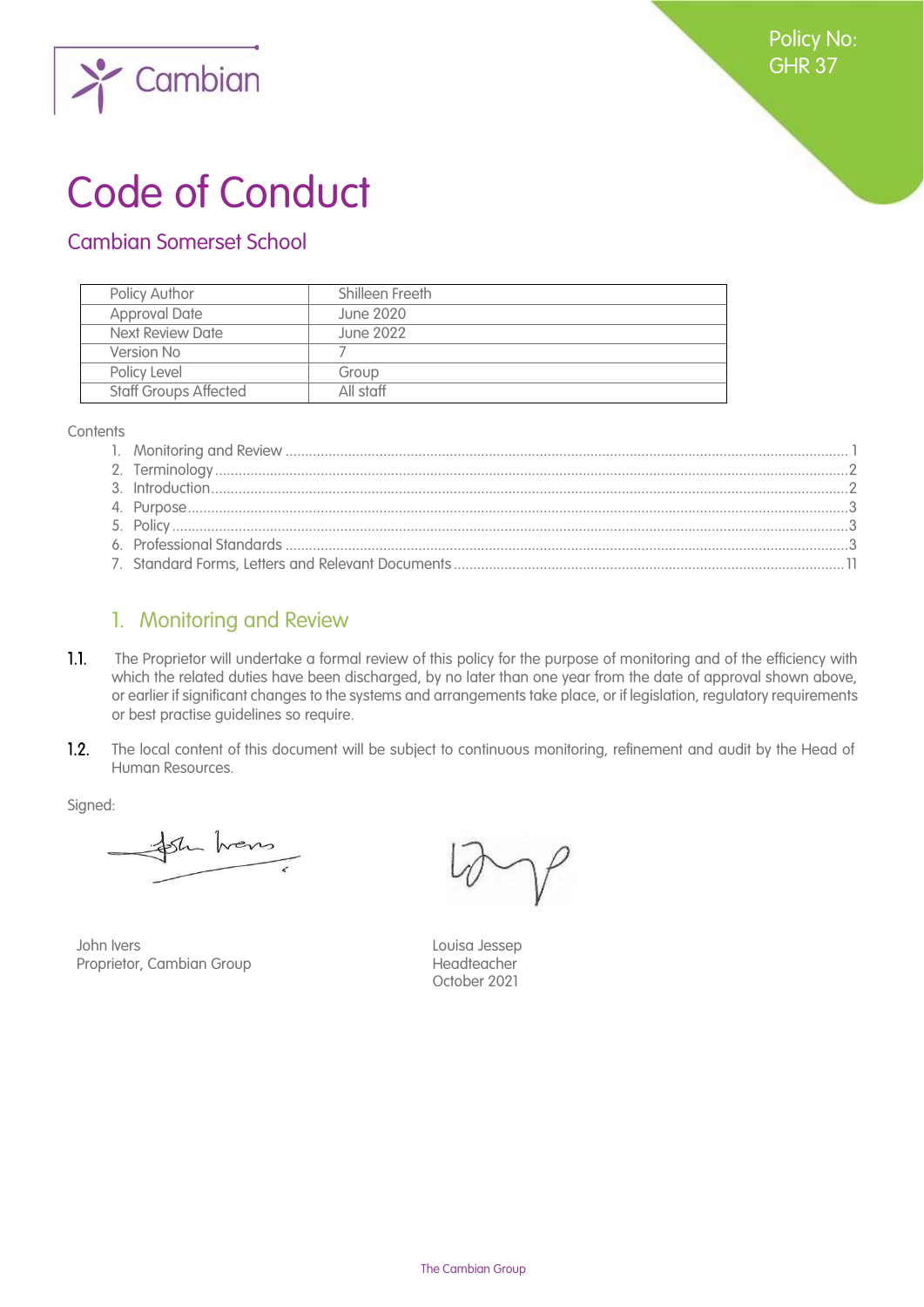Cambian

Policy No: GHR 37

# Code of Conduct

## Cambian Somerset School

| Policy Author | Shilleen Freeth |
|---|---|
| Approval Date | June 2020 |
| Next Review Date | June 2022 |
| Version No | 7 |
| Policy Level | Group |
| Staff Groups Affected | All staff |

Contents

1. Monitoring and Review ........ 1
2. Terminology ........ 2
3. Introduction ........ 2
4. Purpose ........ 3
5. Policy ........ 3
6. Professional Standards ........ 3
7. Standard Forms, Letters and Relevant Documents ........ 11

## 1. Monitoring and Review

**1.1.** The Proprietor will undertake a formal review of this policy for the purpose of monitoring and of the efficiency with which the related duties have been discharged, by no later than one year from the date of approval shown above, or earlier if significant changes to the systems and arrangements take place, or if legislation, regulatory requirements or best practise guidelines so require.

**1.2.** The local content of this document will be subject to continuous monitoring, refinement and audit by the Head of Human Resources.

Signed:

John Ivers
Proprietor, Cambian Group

Louisa Jessep
Headteacher
October 2021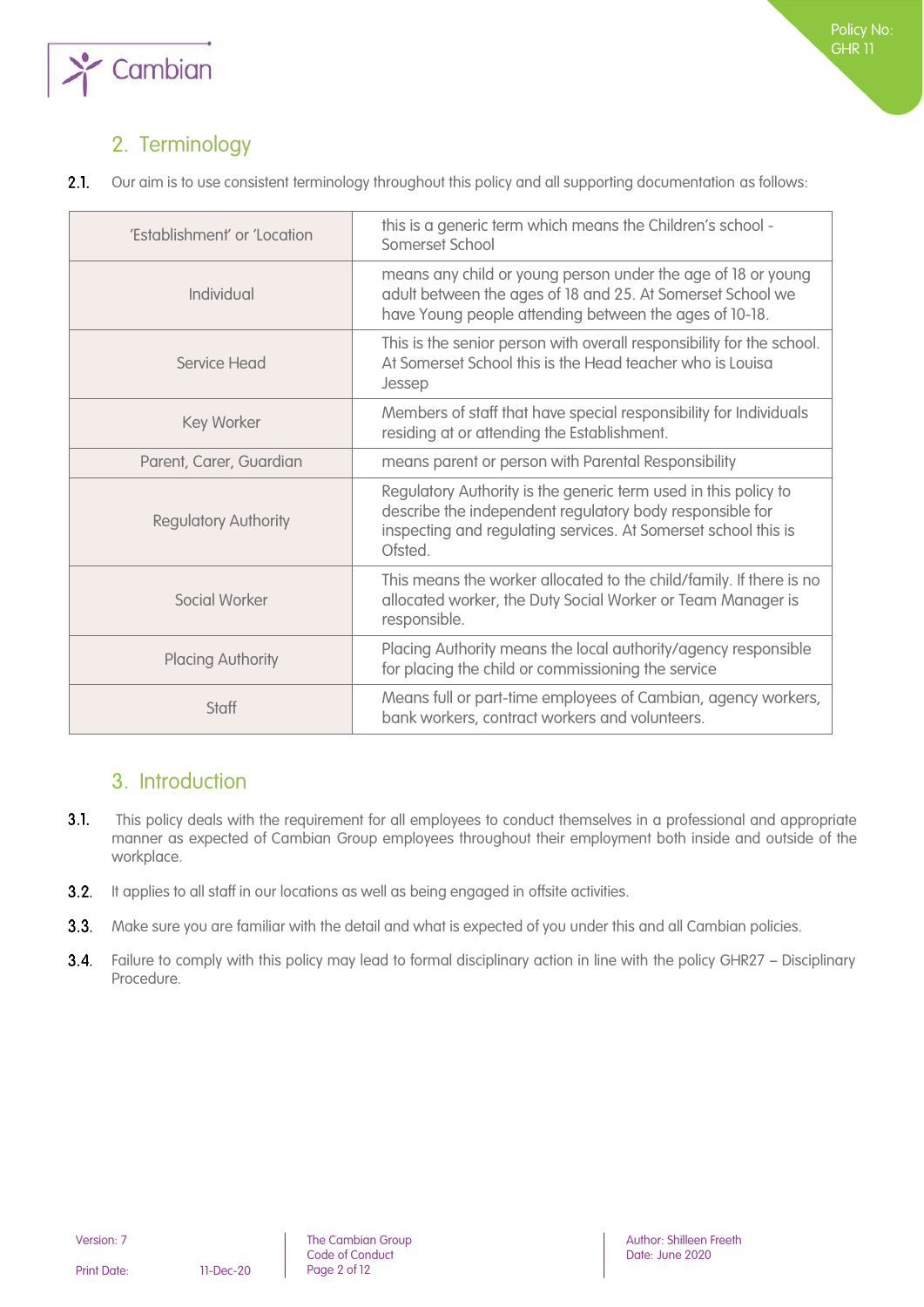## 2. Terminology

2.1. Our aim is to use consistent terminology throughout this policy and all supporting documentation as follows:

| 'Establishment' or 'Location | this is a generic term which means the Children's school - Somerset School |
|---|---|
| Individual | means any child or young person under the age of 18 or young adult between the ages of 18 and 25. At Somerset School we have Young people attending between the ages of 10-18. |
| Service Head | This is the senior person with overall responsibility for the school. At Somerset School this is the Head teacher who is Louisa Jessep |
| Key Worker | Members of staff that have special responsibility for Individuals residing at or attending the Establishment. |
| Parent, Carer, Guardian | means parent or person with Parental Responsibility |
| Regulatory Authority | Regulatory Authority is the generic term used in this policy to describe the independent regulatory body responsible for inspecting and regulating services. At Somerset school this is Ofsted. |
| Social Worker | This means the worker allocated to the child/family. If there is no allocated worker, the Duty Social Worker or Team Manager is responsible. |
| Placing Authority | Placing Authority means the local authority/agency responsible for placing the child or commissioning the service |
| Staff | Means full or part-time employees of Cambian, agency workers, bank workers, contract workers and volunteers. |

## 3. Introduction

3.1. This policy deals with the requirement for all employees to conduct themselves in a professional and appropriate manner as expected of Cambian Group employees throughout their employment both inside and outside of the workplace.

3.2. It applies to all staff in our locations as well as being engaged in offsite activities.

3.3. Make sure you are familiar with the detail and what is expected of you under this and all Cambian policies.

3.4. Failure to comply with this policy may lead to formal disciplinary action in line with the policy GHR27 – Disciplinary Procedure.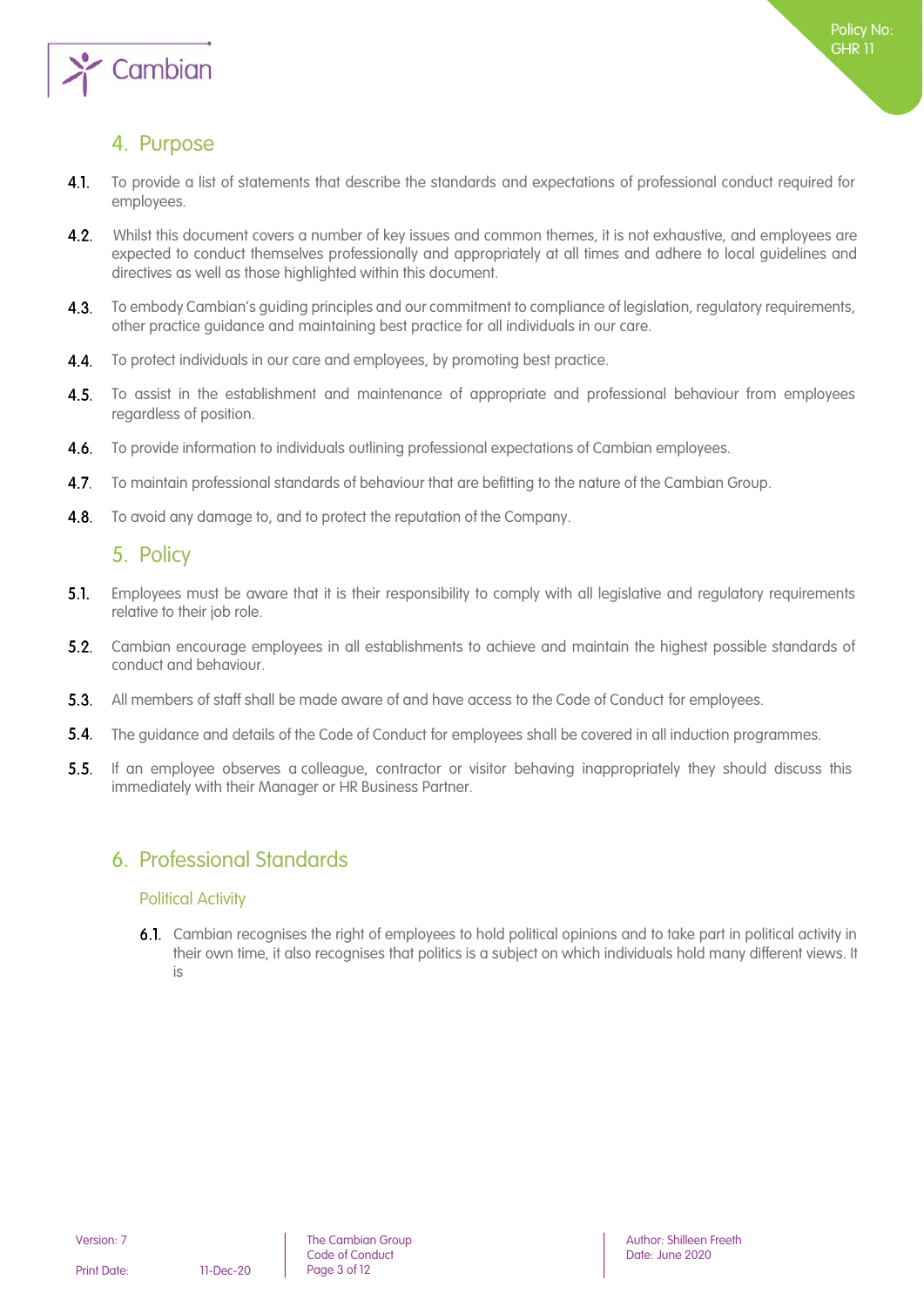## 4. Purpose

4.1. To provide a list of statements that describe the standards and expectations of professional conduct required for employees.

4.2. Whilst this document covers a number of key issues and common themes, it is not exhaustive, and employees are expected to conduct themselves professionally and appropriately at all times and adhere to local guidelines and directives as well as those highlighted within this document.

4.3. To embody Cambian's guiding principles and our commitment to compliance of legislation, regulatory requirements, other practice guidance and maintaining best practice for all individuals in our care.

4.4. To protect individuals in our care and employees, by promoting best practice.

4.5. To assist in the establishment and maintenance of appropriate and professional behaviour from employees regardless of position.

4.6. To provide information to individuals outlining professional expectations of Cambian employees.

4.7. To maintain professional standards of behaviour that are befitting to the nature of the Cambian Group.

4.8. To avoid any damage to, and to protect the reputation of the Company.

## 5. Policy

5.1. Employees must be aware that it is their responsibility to comply with all legislative and regulatory requirements relative to their job role.

5.2. Cambian encourage employees in all establishments to achieve and maintain the highest possible standards of conduct and behaviour.

5.3. All members of staff shall be made aware of and have access to the Code of Conduct for employees.

5.4. The guidance and details of the Code of Conduct for employees shall be covered in all induction programmes.

5.5. If an employee observes a colleague, contractor or visitor behaving inappropriately they should discuss this immediately with their Manager or HR Business Partner.

## 6. Professional Standards

### Political Activity

6.1. Cambian recognises the right of employees to hold political opinions and to take part in political activity in their own time, it also recognises that politics is a subject on which individuals hold many different views. It is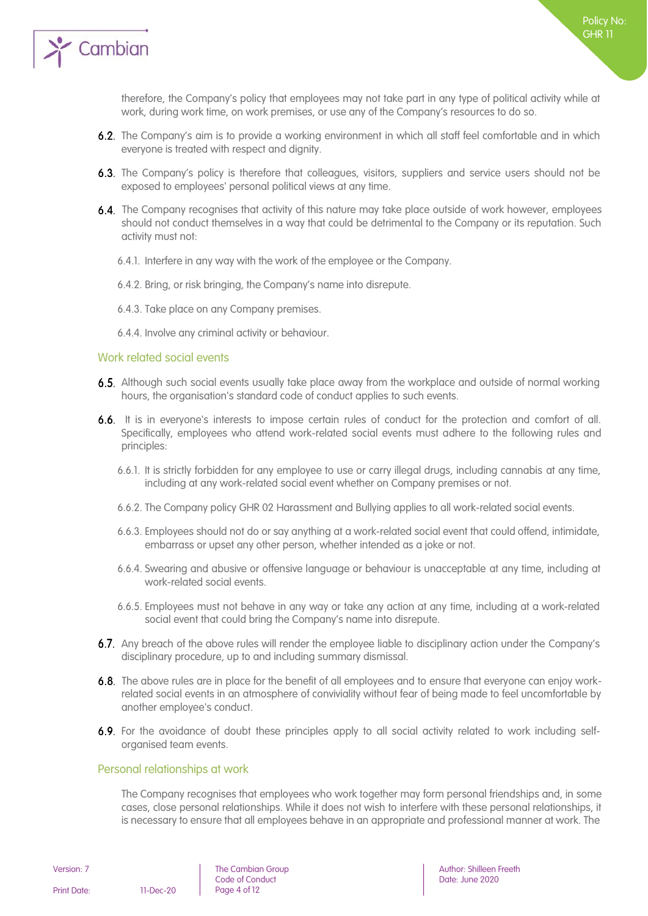therefore, the Company's policy that employees may not take part in any type of political activity while at work, during work time, on work premises, or use any of the Company's resources to do so.

6.2. The Company's aim is to provide a working environment in which all staff feel comfortable and in which everyone is treated with respect and dignity.

6.3. The Company's policy is therefore that colleagues, visitors, suppliers and service users should not be exposed to employees' personal political views at any time.

6.4. The Company recognises that activity of this nature may take place outside of work however, employees should not conduct themselves in a way that could be detrimental to the Company or its reputation. Such activity must not:

- 6.4.1. Interfere in any way with the work of the employee or the Company.
- 6.4.2. Bring, or risk bringing, the Company's name into disrepute.
- 6.4.3. Take place on any Company premises.
- 6.4.4. Involve any criminal activity or behaviour.

## Work related social events

6.5. Although such social events usually take place away from the workplace and outside of normal working hours, the organisation's standard code of conduct applies to such events.

6.6. It is in everyone's interests to impose certain rules of conduct for the protection and comfort of all. Specifically, employees who attend work-related social events must adhere to the following rules and principles:

- 6.6.1. It is strictly forbidden for any employee to use or carry illegal drugs, including cannabis at any time, including at any work-related social event whether on Company premises or not.
- 6.6.2. The Company policy GHR 02 Harassment and Bullying applies to all work-related social events.
- 6.6.3. Employees should not do or say anything at a work-related social event that could offend, intimidate, embarrass or upset any other person, whether intended as a joke or not.
- 6.6.4. Swearing and abusive or offensive language or behaviour is unacceptable at any time, including at work-related social events.
- 6.6.5. Employees must not behave in any way or take any action at any time, including at a work-related social event that could bring the Company's name into disrepute.

6.7. Any breach of the above rules will render the employee liable to disciplinary action under the Company's disciplinary procedure, up to and including summary dismissal.

6.8. The above rules are in place for the benefit of all employees and to ensure that everyone can enjoy work-related social events in an atmosphere of conviviality without fear of being made to feel uncomfortable by another employee's conduct.

6.9. For the avoidance of doubt these principles apply to all social activity related to work including self-organised team events.

## Personal relationships at work

The Company recognises that employees who work together may form personal friendships and, in some cases, close personal relationships. While it does not wish to interfere with these personal relationships, it is necessary to ensure that all employees behave in an appropriate and professional manner at work. The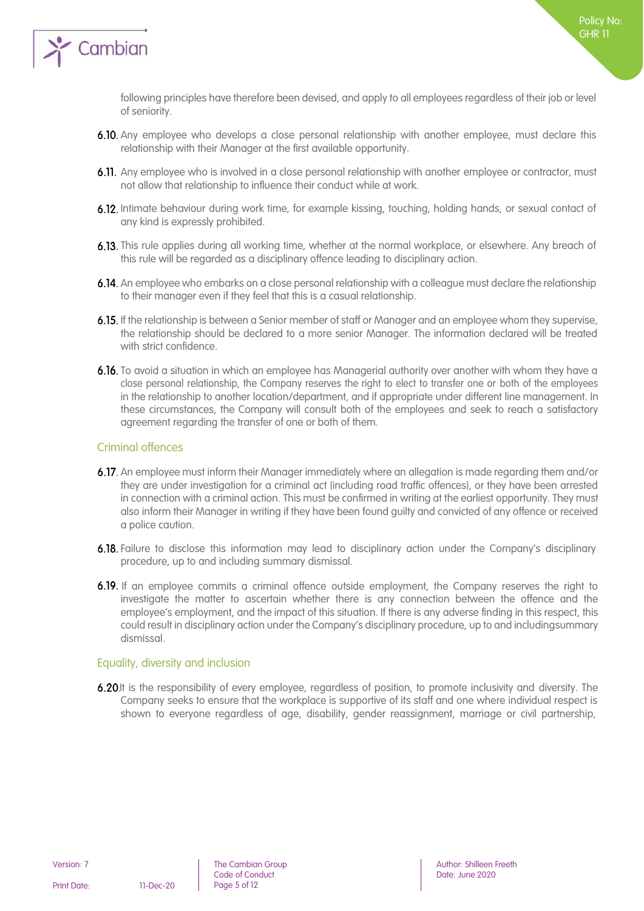following principles have therefore been devised, and apply to all employees regardless of their job or level of seniority.

**6.10.** Any employee who develops a close personal relationship with another employee, must declare this relationship with their Manager at the first available opportunity.

**6.11.** Any employee who is involved in a close personal relationship with another employee or contractor, must not allow that relationship to influence their conduct while at work.

**6.12.** Intimate behaviour during work time, for example kissing, touching, holding hands, or sexual contact of any kind is expressly prohibited.

**6.13.** This rule applies during all working time, whether at the normal workplace, or elsewhere. Any breach of this rule will be regarded as a disciplinary offence leading to disciplinary action.

**6.14.** An employee who embarks on a close personal relationship with a colleague must declare the relationship to their manager even if they feel that this is a casual relationship.

**6.15.** If the relationship is between a Senior member of staff or Manager and an employee whom they supervise, the relationship should be declared to a more senior Manager. The information declared will be treated with strict confidence.

**6.16.** To avoid a situation in which an employee has Managerial authority over another with whom they have a close personal relationship, the Company reserves the right to elect to transfer one or both of the employees in the relationship to another location/department, and if appropriate under different line management. In these circumstances, the Company will consult both of the employees and seek to reach a satisfactory agreement regarding the transfer of one or both of them.

## Criminal offences

**6.17.** An employee must inform their Manager immediately where an allegation is made regarding them and/or they are under investigation for a criminal act (including road traffic offences), or they have been arrested in connection with a criminal action. This must be confirmed in writing at the earliest opportunity. They must also inform their Manager in writing if they have been found guilty and convicted of any offence or received a police caution.

**6.18.** Failure to disclose this information may lead to disciplinary action under the Company's disciplinary procedure, up to and including summary dismissal.

**6.19.** If an employee commits a criminal offence outside employment, the Company reserves the right to investigate the matter to ascertain whether there is any connection between the offence and the employee's employment, and the impact of this situation. If there is any adverse finding in this respect, this could result in disciplinary action under the Company's disciplinary procedure, up to and includingsummary dismissal.

## Equality, diversity and inclusion

**6.20** It is the responsibility of every employee, regardless of position, to promote inclusivity and diversity. The Company seeks to ensure that the workplace is supportive of its staff and one where individual respect is shown to everyone regardless of age, disability, gender reassignment, marriage or civil partnership,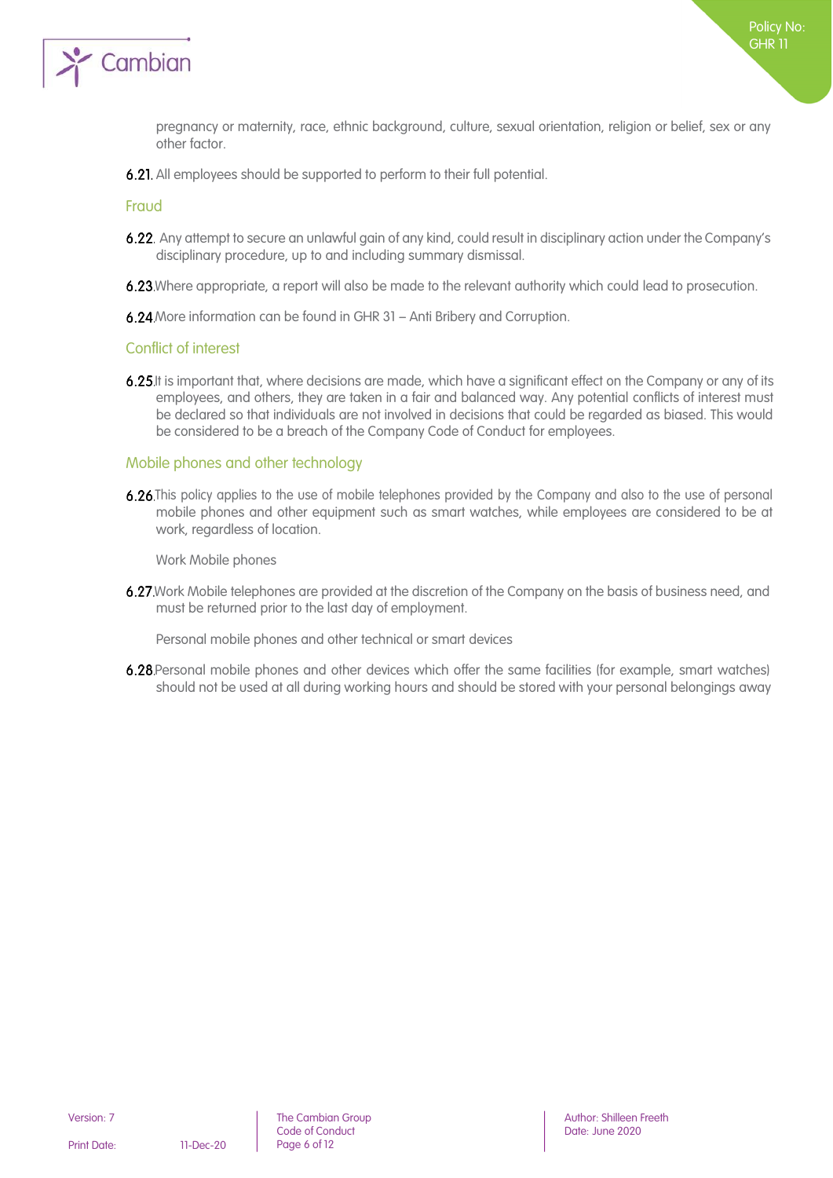pregnancy or maternity, race, ethnic background, culture, sexual orientation, religion or belief, sex or any other factor.

**6.21.** All employees should be supported to perform to their full potential.

## Fraud

**6.22.** Any attempt to secure an unlawful gain of any kind, could result in disciplinary action under the Company's disciplinary procedure, up to and including summary dismissal.

**6.23.** Where appropriate, a report will also be made to the relevant authority which could lead to prosecution.

**6.24.** More information can be found in GHR 31 – Anti Bribery and Corruption.

## Conflict of interest

**6.25.** It is important that, where decisions are made, which have a significant effect on the Company or any of its employees, and others, they are taken in a fair and balanced way. Any potential conflicts of interest must be declared so that individuals are not involved in decisions that could be regarded as biased. This would be considered to be a breach of the Company Code of Conduct for employees.

## Mobile phones and other technology

**6.26.** This policy applies to the use of mobile telephones provided by the Company and also to the use of personal mobile phones and other equipment such as smart watches, while employees are considered to be at work, regardless of location.

Work Mobile phones

**6.27.** Work Mobile telephones are provided at the discretion of the Company on the basis of business need, and must be returned prior to the last day of employment.

Personal mobile phones and other technical or smart devices

**6.28.** Personal mobile phones and other devices which offer the same facilities (for example, smart watches) should not be used at all during working hours and should be stored with your personal belongings away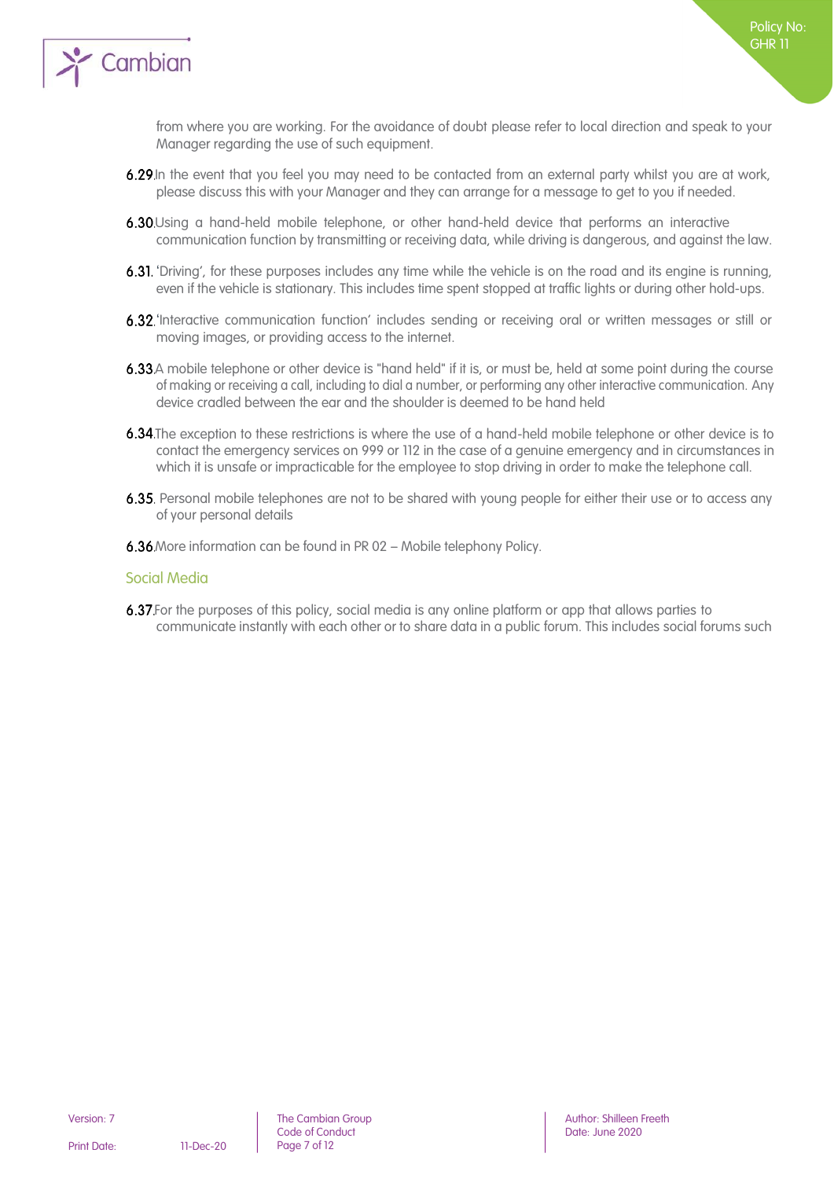from where you are working. For the avoidance of doubt please refer to local direction and speak to your Manager regarding the use of such equipment.

**6.29.** In the event that you feel you may need to be contacted from an external party whilst you are at work, please discuss this with your Manager and they can arrange for a message to get to you if needed.

**6.30.** Using a hand-held mobile telephone, or other hand-held device that performs an interactive communication function by transmitting or receiving data, while driving is dangerous, and against the law.

**6.31.** 'Driving', for these purposes includes any time while the vehicle is on the road and its engine is running, even if the vehicle is stationary. This includes time spent stopped at traffic lights or during other hold-ups.

**6.32.** 'Interactive communication function' includes sending or receiving oral or written messages or still or moving images, or providing access to the internet.

**6.33.** A mobile telephone or other device is "hand held" if it is, or must be, held at some point during the course of making or receiving a call, including to dial a number, or performing any other interactive communication. Any device cradled between the ear and the shoulder is deemed to be hand held

**6.34.** The exception to these restrictions is where the use of a hand-held mobile telephone or other device is to contact the emergency services on 999 or 112 in the case of a genuine emergency and in circumstances in which it is unsafe or impracticable for the employee to stop driving in order to make the telephone call.

**6.35.** Personal mobile telephones are not to be shared with young people for either their use or to access any of your personal details

**6.36.** More information can be found in PR 02 – Mobile telephony Policy.

## Social Media

**6.37.** For the purposes of this policy, social media is any online platform or app that allows parties to communicate instantly with each other or to share data in a public forum. This includes social forums such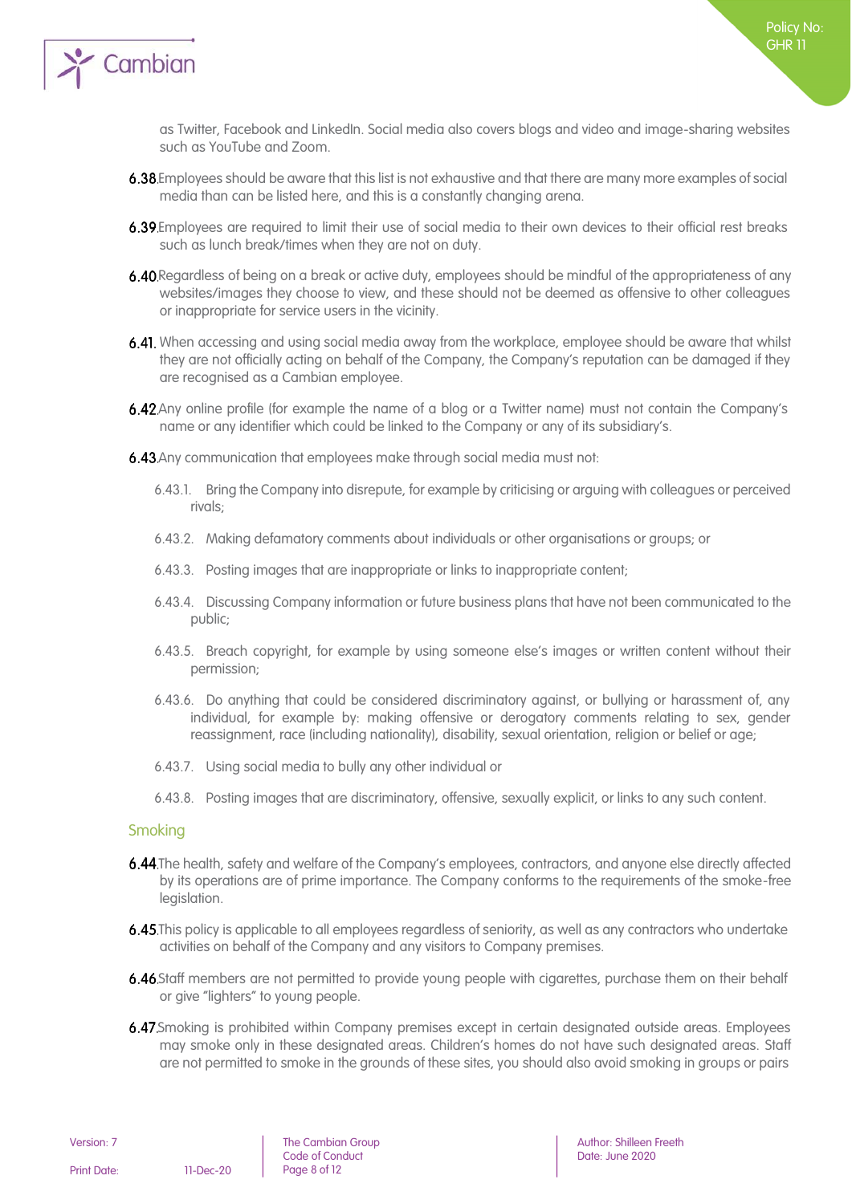as Twitter, Facebook and LinkedIn. Social media also covers blogs and video and image-sharing websites such as YouTube and Zoom.

**6.38.** Employees should be aware that this list is not exhaustive and that there are many more examples of social media than can be listed here, and this is a constantly changing arena.

**6.39.** Employees are required to limit their use of social media to their own devices to their official rest breaks such as lunch break/times when they are not on duty.

**6.40.** Regardless of being on a break or active duty, employees should be mindful of the appropriateness of any websites/images they choose to view, and these should not be deemed as offensive to other colleagues or inappropriate for service users in the vicinity.

**6.41.** When accessing and using social media away from the workplace, employee should be aware that whilst they are not officially acting on behalf of the Company, the Company's reputation can be damaged if they are recognised as a Cambian employee.

**6.42.** Any online profile (for example the name of a blog or a Twitter name) must not contain the Company's name or any identifier which could be linked to the Company or any of its subsidiary's.

**6.43.** Any communication that employees make through social media must not:

- 6.43.1. Bring the Company into disrepute, for example by criticising or arguing with colleagues or perceived rivals;
- 6.43.2. Making defamatory comments about individuals or other organisations or groups; or
- 6.43.3. Posting images that are inappropriate or links to inappropriate content;
- 6.43.4. Discussing Company information or future business plans that have not been communicated to the public;
- 6.43.5. Breach copyright, for example by using someone else's images or written content without their permission;
- 6.43.6. Do anything that could be considered discriminatory against, or bullying or harassment of, any individual, for example by: making offensive or derogatory comments relating to sex, gender reassignment, race (including nationality), disability, sexual orientation, religion or belief or age;
- 6.43.7. Using social media to bully any other individual or
- 6.43.8. Posting images that are discriminatory, offensive, sexually explicit, or links to any such content.

## Smoking

**6.44.** The health, safety and welfare of the Company's employees, contractors, and anyone else directly affected by its operations are of prime importance. The Company conforms to the requirements of the smoke-free legislation.

**6.45.** This policy is applicable to all employees regardless of seniority, as well as any contractors who undertake activities on behalf of the Company and any visitors to Company premises.

**6.46.** Staff members are not permitted to provide young people with cigarettes, purchase them on their behalf or give "lighters" to young people.

**6.47.** Smoking is prohibited within Company premises except in certain designated outside areas. Employees may smoke only in these designated areas. Children's homes do not have such designated areas. Staff are not permitted to smoke in the grounds of these sites, you should also avoid smoking in groups or pairs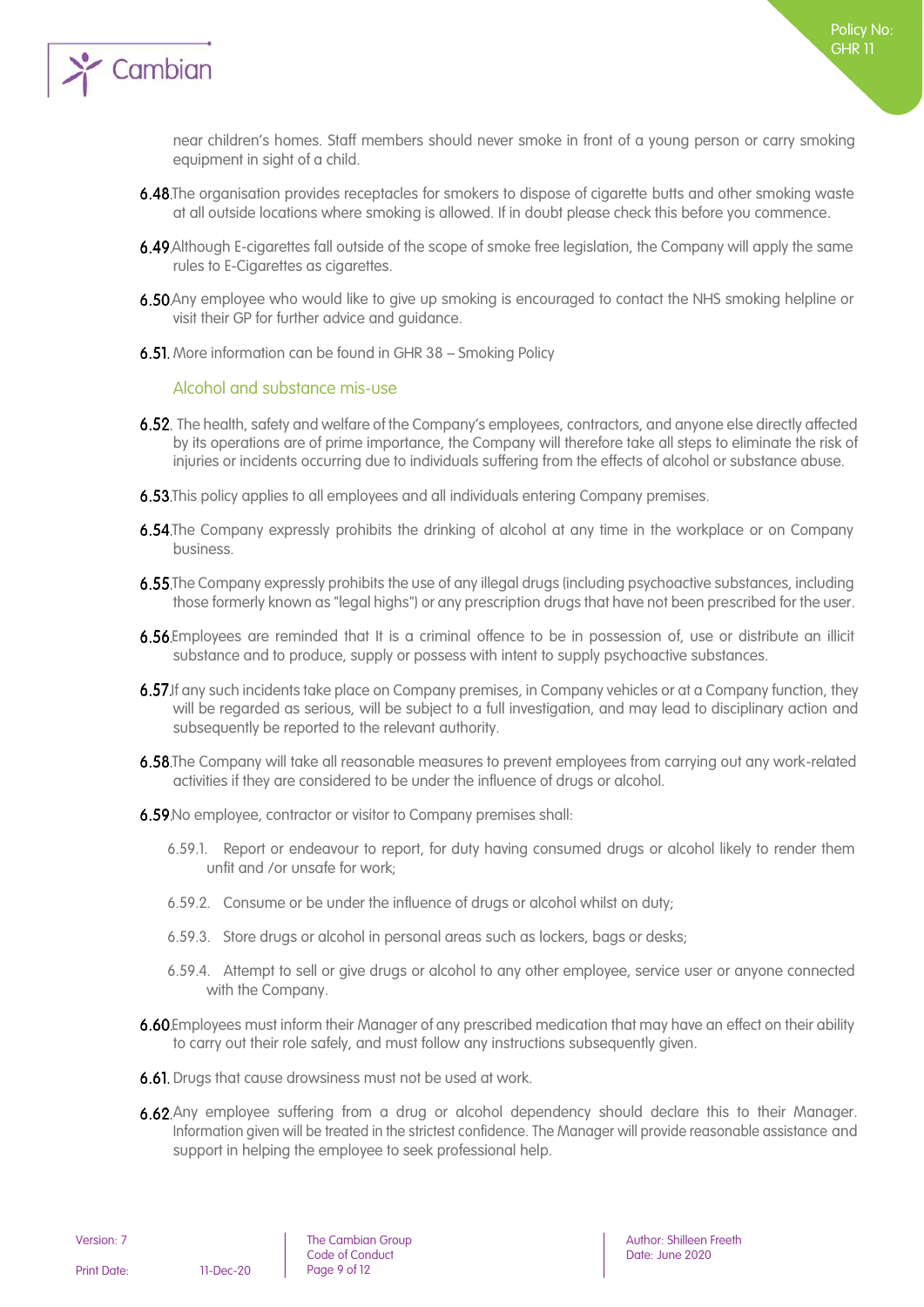near children's homes. Staff members should never smoke in front of a young person or carry smoking equipment in sight of a child.

6.48. The organisation provides receptacles for smokers to dispose of cigarette butts and other smoking waste at all outside locations where smoking is allowed. If in doubt please check this before you commence.

6.49. Although E-cigarettes fall outside of the scope of smoke free legislation, the Company will apply the same rules to E-Cigarettes as cigarettes.

6.50. Any employee who would like to give up smoking is encouraged to contact the NHS smoking helpline or visit their GP for further advice and guidance.

6.51. More information can be found in GHR 38 – Smoking Policy

### Alcohol and substance mis-use

6.52. The health, safety and welfare of the Company's employees, contractors, and anyone else directly affected by its operations are of prime importance, the Company will therefore take all steps to eliminate the risk of injuries or incidents occurring due to individuals suffering from the effects of alcohol or substance abuse.

6.53. This policy applies to all employees and all individuals entering Company premises.

6.54. The Company expressly prohibits the drinking of alcohol at any time in the workplace or on Company business.

6.55. The Company expressly prohibits the use of any illegal drugs (including psychoactive substances, including those formerly known as "legal highs") or any prescription drugs that have not been prescribed for the user.

6.56. Employees are reminded that It is a criminal offence to be in possession of, use or distribute an illicit substance and to produce, supply or possess with intent to supply psychoactive substances.

6.57. If any such incidents take place on Company premises, in Company vehicles or at a Company function, they will be regarded as serious, will be subject to a full investigation, and may lead to disciplinary action and subsequently be reported to the relevant authority.

6.58. The Company will take all reasonable measures to prevent employees from carrying out any work-related activities if they are considered to be under the influence of drugs or alcohol.

6.59. No employee, contractor or visitor to Company premises shall:

- 6.59.1. Report or endeavour to report, for duty having consumed drugs or alcohol likely to render them unfit and /or unsafe for work;
- 6.59.2. Consume or be under the influence of drugs or alcohol whilst on duty;
- 6.59.3. Store drugs or alcohol in personal areas such as lockers, bags or desks;
- 6.59.4. Attempt to sell or give drugs or alcohol to any other employee, service user or anyone connected with the Company.

6.60. Employees must inform their Manager of any prescribed medication that may have an effect on their ability to carry out their role safely, and must follow any instructions subsequently given.

6.61. Drugs that cause drowsiness must not be used at work.

6.62. Any employee suffering from a drug or alcohol dependency should declare this to their Manager. Information given will be treated in the strictest confidence. The Manager will provide reasonable assistance and support in helping the employee to seek professional help.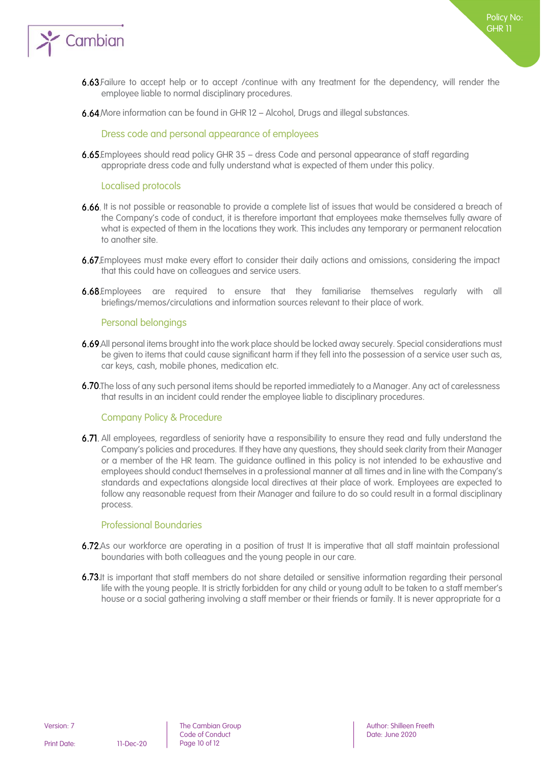**6.63.** Failure to accept help or to accept /continue with any treatment for the dependency, will render the employee liable to normal disciplinary procedures.

**6.64.** More information can be found in GHR 12 – Alcohol, Drugs and illegal substances.

### Dress code and personal appearance of employees

**6.65.** Employees should read policy GHR 35 – dress Code and personal appearance of staff regarding appropriate dress code and fully understand what is expected of them under this policy.

### Localised protocols

**6.66.** It is not possible or reasonable to provide a complete list of issues that would be considered a breach of the Company's code of conduct, it is therefore important that employees make themselves fully aware of what is expected of them in the locations they work. This includes any temporary or permanent relocation to another site.

**6.67.** Employees must make every effort to consider their daily actions and omissions, considering the impact that this could have on colleagues and service users.

**6.68.** Employees are required to ensure that they familiarise themselves regularly with all briefings/memos/circulations and information sources relevant to their place of work.

### Personal belongings

**6.69.** All personal items brought into the work place should be locked away securely. Special considerations must be given to items that could cause significant harm if they fell into the possession of a service user such as, car keys, cash, mobile phones, medication etc.

**6.70.** The loss of any such personal items should be reported immediately to a Manager. Any act of carelessness that results in an incident could render the employee liable to disciplinary procedures.

### Company Policy & Procedure

**6.71.** All employees, regardless of seniority have a responsibility to ensure they read and fully understand the Company's policies and procedures. If they have any questions, they should seek clarity from their Manager or a member of the HR team. The guidance outlined in this policy is not intended to be exhaustive and employees should conduct themselves in a professional manner at all times and in line with the Company's standards and expectations alongside local directives at their place of work. Employees are expected to follow any reasonable request from their Manager and failure to do so could result in a formal disciplinary process.

### Professional Boundaries

**6.72.** As our workforce are operating in a position of trust It is imperative that all staff maintain professional boundaries with both colleagues and the young people in our care.

**6.73.** It is important that staff members do not share detailed or sensitive information regarding their personal life with the young people. It is strictly forbidden for any child or young adult to be taken to a staff member's house or a social gathering involving a staff member or their friends or family. It is never appropriate for a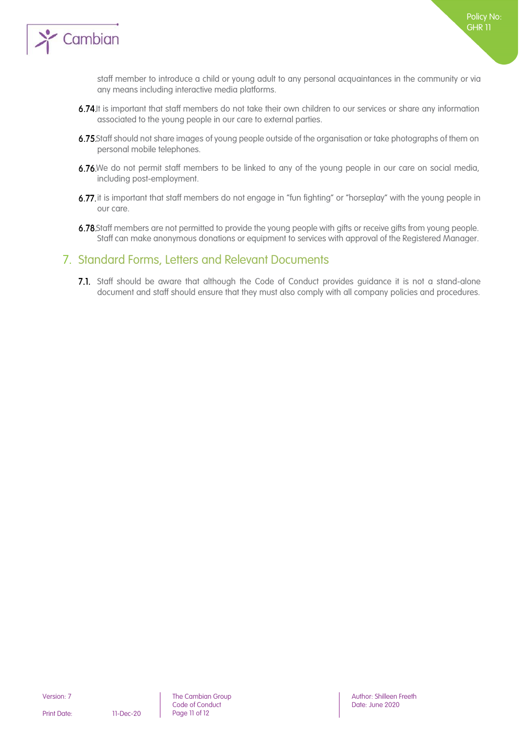staff member to introduce a child or young adult to any personal acquaintances in the community or via any means including interactive media platforms.

**6.74.** It is important that staff members do not take their own children to our services or share any information associated to the young people in our care to external parties.

**6.75.** Staff should not share images of young people outside of the organisation or take photographs of them on personal mobile telephones.

**6.76.** We do not permit staff members to be linked to any of the young people in our care on social media, including post-employment.

**6.77.** it is important that staff members do not engage in "fun fighting" or "horseplay" with the young people in our care.

**6.78.** Staff members are not permitted to provide the young people with gifts or receive gifts from young people. Staff can make anonymous donations or equipment to services with approval of the Registered Manager.

## 7. Standard Forms, Letters and Relevant Documents

**7.1.** Staff should be aware that although the Code of Conduct provides guidance it is not a stand-alone document and staff should ensure that they must also comply with all company policies and procedures.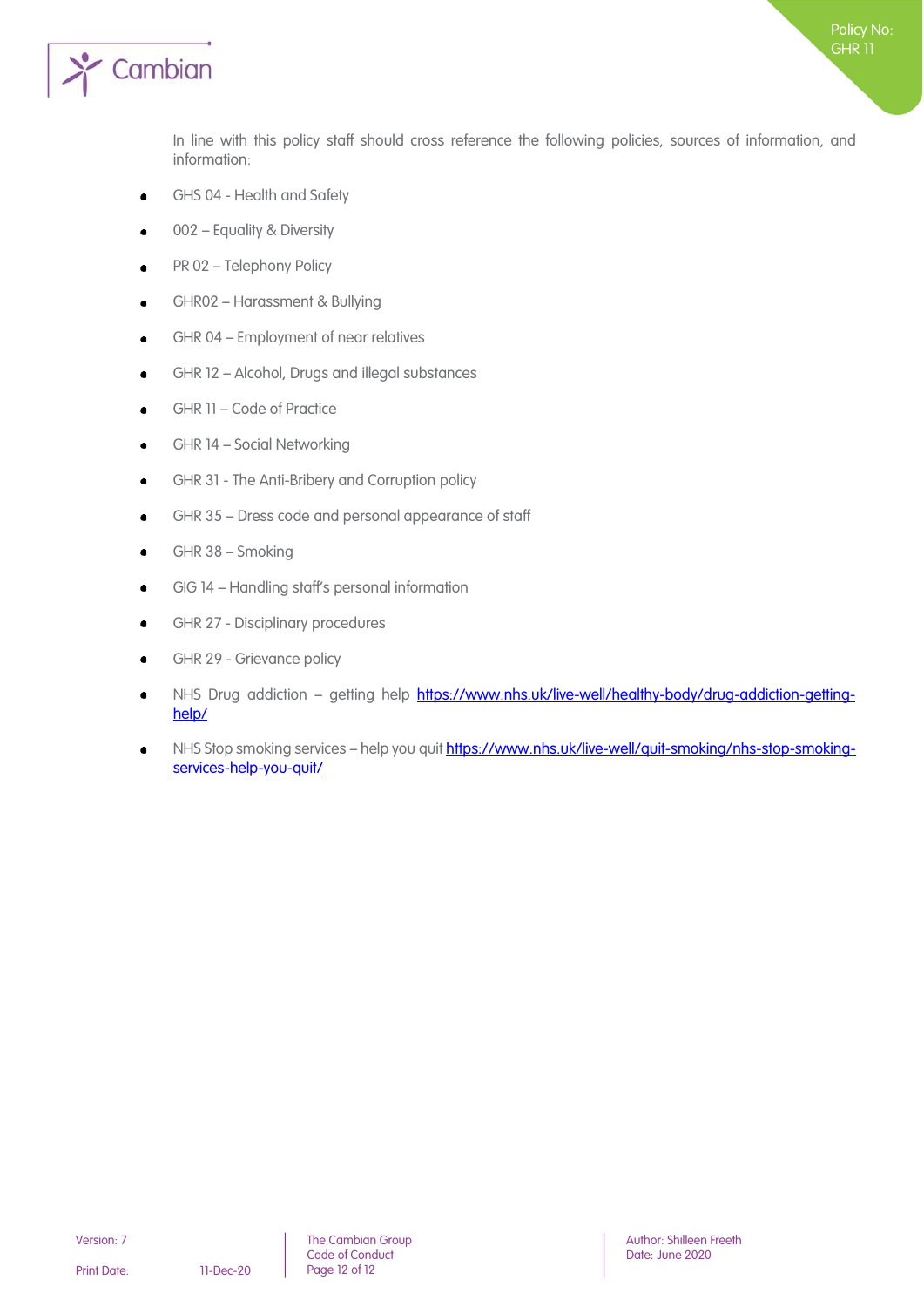In line with this policy staff should cross reference the following policies, sources of information, and information:

- GHS 04 - Health and Safety
- 002 – Equality & Diversity
- PR 02 – Telephony Policy
- GHR02 – Harassment & Bullying
- GHR 04 – Employment of near relatives
- GHR 12 – Alcohol, Drugs and illegal substances
- GHR 11 – Code of Practice
- GHR 14 – Social Networking
- GHR 31 - The Anti-Bribery and Corruption policy
- GHR 35 – Dress code and personal appearance of staff
- GHR 38 – Smoking
- GIG 14 – Handling staff's personal information
- GHR 27 - Disciplinary procedures
- GHR 29 - Grievance policy
- NHS Drug addiction – getting help https://www.nhs.uk/live-well/healthy-body/drug-addiction-getting-help/
- NHS Stop smoking services – help you quit https://www.nhs.uk/live-well/quit-smoking/nhs-stop-smoking-services-help-you-quit/